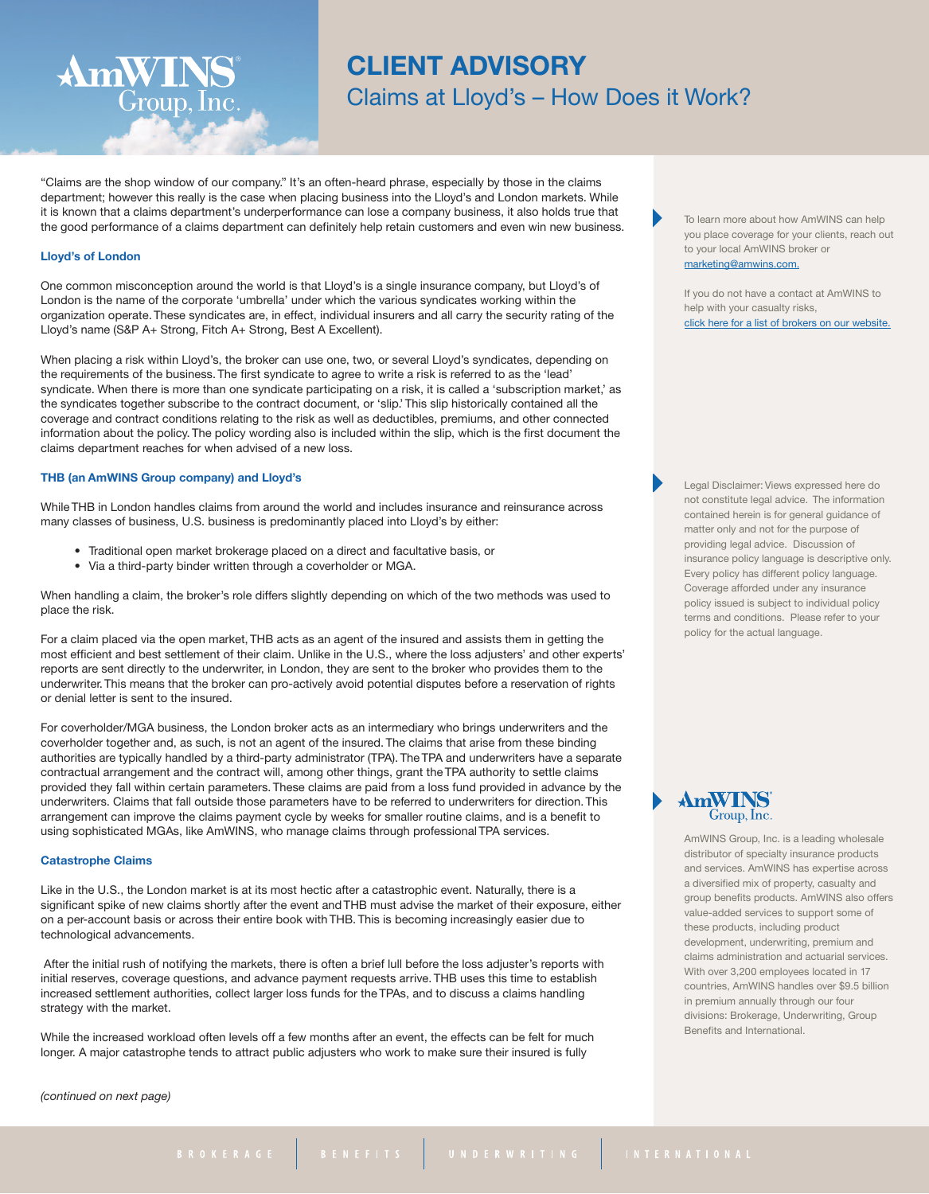# CLIENT ADVISORY

## Claims at Lloyd's – How Does it Work?

"Claims are the shop window of our company." It's an often-heard phrase, especially by those in the claims department; however this really is the case when placing business into the Lloyd's and London markets. While it is known that a claims department's underperformance can lose a company business, it also holds true that the good performance of a claims department can definitely help retain customers and even win new business.

### Lloyd's of London

One common misconception around the world is that Lloyd's is a single insurance company, but Lloyd's of London is the name of the corporate 'umbrella' under which the various syndicates working within the organization operate. These syndicates are, in effect, individual insurers and all carry the security rating of the Lloyd's name (S&P A+ Strong, Fitch A+ Strong, Best A Excellent).

When placing a risk within Lloyd's, the broker can use one, two, or several Lloyd's syndicates, depending on the requirements of the business. The first syndicate to agree to write a risk is referred to as the 'lead' syndicate. When there is more than one syndicate participating on a risk, it is called a 'subscription market,' as the syndicates together subscribe to the contract document, or 'slip.' This slip historically contained all the coverage and contract conditions relating to the risk as well as deductibles, premiums, and other connected information about the policy. The policy wording also is included within the slip, which is the first document the claims department reaches for when advised of a new loss.

### THB (an AmWINS Group company) and Lloyd's

While THB in London handles claims from around the world and includes insurance and reinsurance across many classes of business, U.S. business is predominantly placed into Lloyd's by either:

- Traditional open market brokerage placed on a direct and facultative basis, or
- Via a third-party binder written through a coverholder or MGA.

When handling a claim, the broker's role differs slightly depending on which of the two methods was used to place the risk.

For a claim placed via the open market, THB acts as an agent of the insured and assists them in getting the most efficient and best settlement of their claim. Unlike in the U.S., where the loss adjusters' and other experts' reports are sent directly to the underwriter, in London, they are sent to the broker who provides them to the underwriter. This means that the broker can pro-actively avoid potential disputes before a reservation of rights or denial letter is sent to the insured.

For coverholder/MGA business, the London broker acts as an intermediary who brings underwriters and the coverholder together and, as such, is not an agent of the insured. The claims that arise from these binding authorities are typically handled by a third-party administrator (TPA). The TPA and underwriters have a separate contractual arrangement and the contract will, among other things, grant the TPA authority to settle claims provided they fall within certain parameters. These claims are paid from a loss fund provided in advance by the underwriters. Claims that fall outside those parameters have to be referred to underwriters for direction. This arrangement can improve the claims payment cycle by weeks for smaller routine claims, and is a benefit to using sophisticated MGAs, like AmWINS, who manage claims through professional TPA services.

### Catastrophe Claims

Like in the U.S., the London market is at its most hectic after a catastrophic event. Naturally, there is a significant spike of new claims shortly after the event and THB must advise the market of their exposure, either on a per-account basis or across their entire book with THB. This is becoming increasingly easier due to technological advancements.

After the initial rush of notifying the markets, there is often a brief lull before the loss adjuster's reports with initial reserves, coverage questions, and advance payment requests arrive. THB uses this time to establish increased settlement authorities, collect larger loss funds for the TPAs, and to discuss a claims handling strategy with the market.

While the increased workload often levels off a few months after an event, the effects can be felt for much longer. A major catastrophe tends to attract public adjusters who work to make sure their insured is fully

*(continued on next page)*

To learn more about how AmWINS can help you place coverage for your clients, reach out to your local AmWINS broker or marketing@amwins.com.

If you do not have a contact at AmWINS to help with your casualty risks, click here for a list of brokers on our website.

Legal Disclaimer: Views expressed here do not constitute legal advice. The information contained herein is for general guidance of matter only and not for the purpose of providing legal advice. Discussion of insurance policy language is descriptive only. Every policy has different policy language. Coverage afforded under any insurance policy issued is subject to individual policy terms and conditions. Please refer to your policy for the actual language.

AmWINS Group, Inc. is a leading wholesale distributor of specialty insurance products and services. AmWINS has expertise across a diversified mix of property, casualty and group benefits products. AmWINS also offers value-added services to support some of these products, including product development, underwriting, premium and claims administration and actuarial services. With over 3,200 employees located in 17 countries, AmWINS handles over $9.5 billion in premium annually through our four divisions: Brokerage, Underwriting, Group Benefits and International.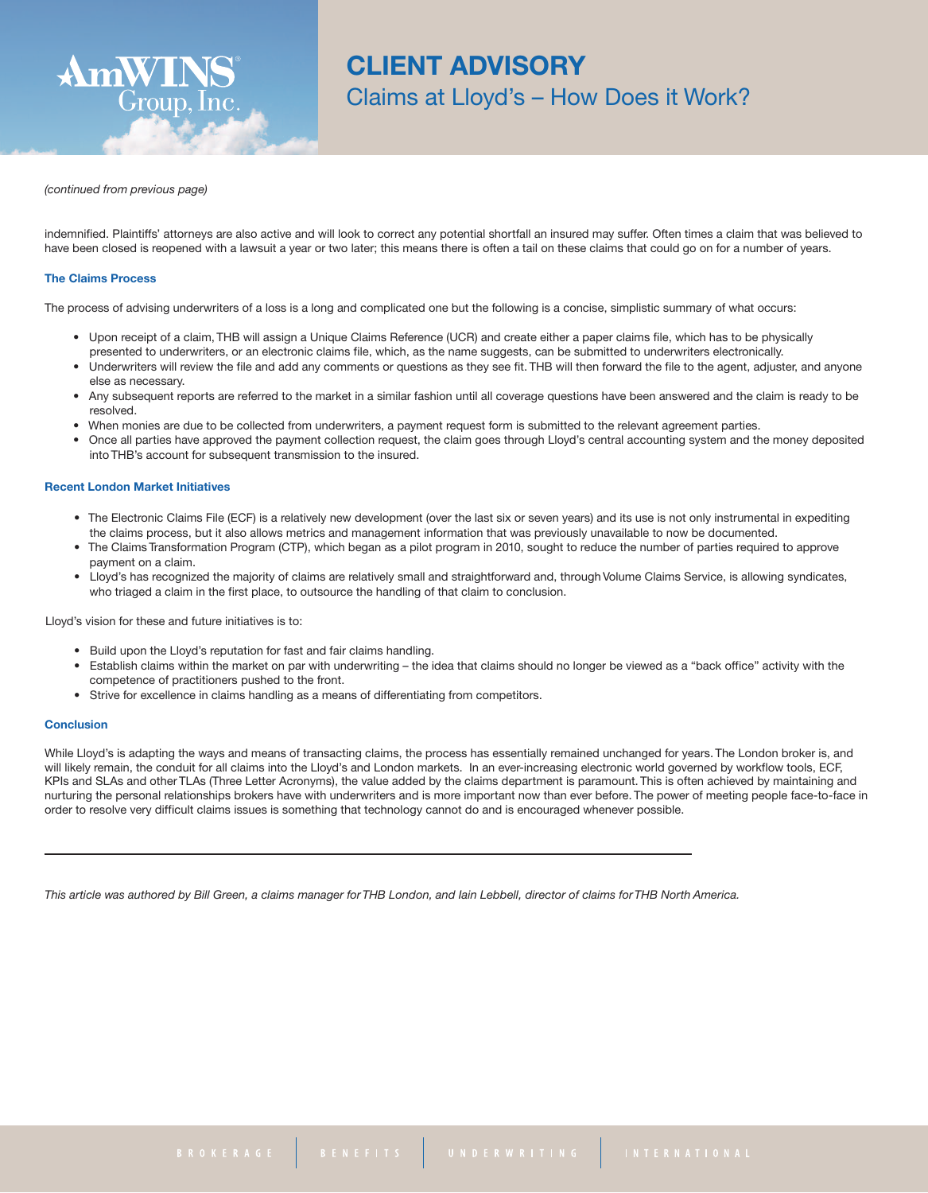*(continued from previous page)*

indemnified. Plaintiffs' attorneys are also active and will look to correct any potential shortfall an insured may suffer. Often times a claim that was believed to have been closed is reopened with a lawsuit a year or two later; this means there is often a tail on these claims that could go on for a number of years.

### The Claims Process

The process of advising underwriters of a loss is a long and complicated one but the following is a concise, simplistic summary of what occurs:

- Upon receipt of a claim, THB will assign a Unique Claims Reference (UCR) and create either a paper claims file, which has to be physically presented to underwriters, or an electronic claims file, which, as the name suggests, can be submitted to underwriters electronically.
- Underwriters will review the file and add any comments or questions as they see fit. THB will then forward the file to the agent, adjuster, and anyone else as necessary.
- Any subsequent reports are referred to the market in a similar fashion until all coverage questions have been answered and the claim is ready to be resolved.
- When monies are due to be collected from underwriters, a payment request form is submitted to the relevant agreement parties.
- Once all parties have approved the payment collection request, the claim goes through Lloyd's central accounting system and the money deposited into THB's account for subsequent transmission to the insured.

### Recent London Market Initiatives

- The Electronic Claims File (ECF) is a relatively new development (over the last six or seven years) and its use is not only instrumental in expediting the claims process, but it also allows metrics and management information that was previously unavailable to now be documented.
- The Claims Transformation Program (CTP), which began as a pilot program in 2010, sought to reduce the number of parties required to approve payment on a claim.
- Lloyd's has recognized the majority of claims are relatively small and straightforward and, through Volume Claims Service, is allowing syndicates, who triaged a claim in the first place, to outsource the handling of that claim to conclusion.

Lloyd's vision for these and future initiatives is to:

- Build upon the Lloyd's reputation for fast and fair claims handling.
- Establish claims within the market on par with underwriting – the idea that claims should no longer be viewed as a "back office" activity with the competence of practitioners pushed to the front.
- Strive for excellence in claims handling as a means of differentiating from competitors.

### Conclusion

While Lloyd's is adapting the ways and means of transacting claims, the process has essentially remained unchanged for years. The London broker is, and will likely remain, the conduit for all claims into the Lloyd's and London markets. In an ever-increasing electronic world governed by workflow tools, ECF, KPIs and SLAs and other TLAs (Three Letter Acronyms), the value added by the claims department is paramount. This is often achieved by maintaining and nurturing the personal relationships brokers have with underwriters and is more important now than ever before. The power of meeting people face-to-face in order to resolve very difficult claims issues is something that technology cannot do and is encouraged whenever possible.

---

*This article was authored by Bill Green, a claims manager for THB London, and Iain Lebbell, director of claims for THB North America.*